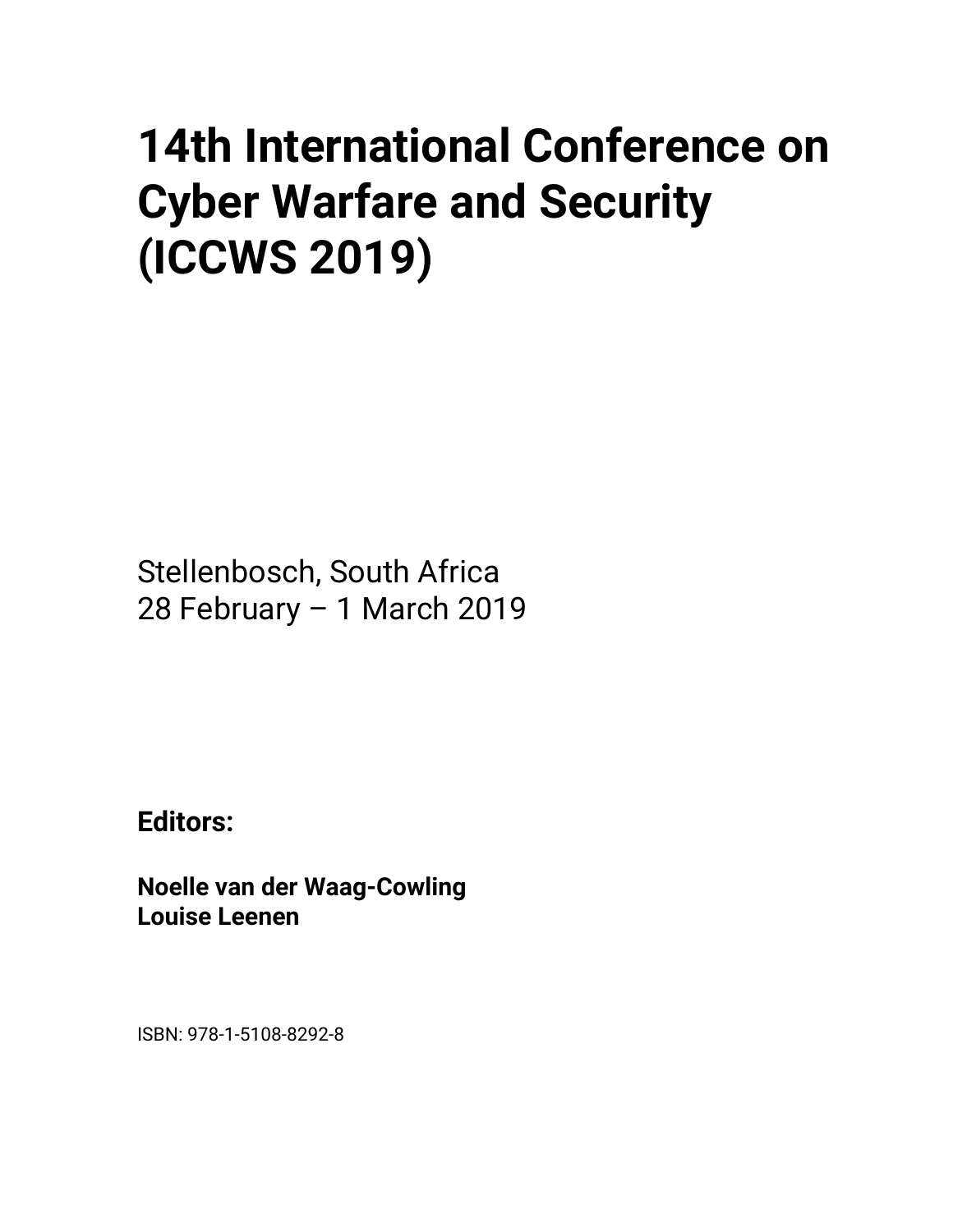# 14th International Conference on Cyber Warfare and Security (ICCWS 2019)

Stellenbosch, South Africa
28 February – 1 March 2019

**Editors:**

**Noelle van der Waag-Cowling**
**Louise Leenen**

ISBN: 978-1-5108-8292-8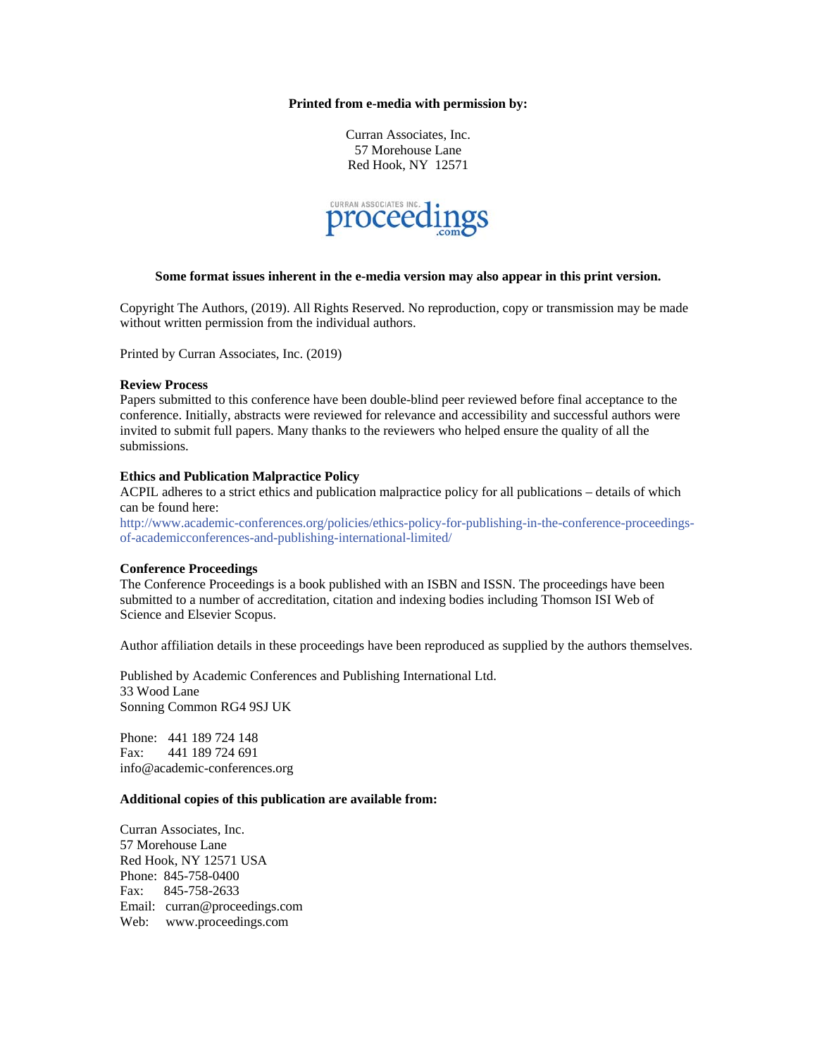**Printed from e-media with permission by:**

Curran Associates, Inc.
57 Morehouse Lane
Red Hook, NY 12571

**Some format issues inherent in the e-media version may also appear in this print version.**

Copyright The Authors, (2019). All Rights Reserved. No reproduction, copy or transmission may be made without written permission from the individual authors.

Printed by Curran Associates, Inc. (2019)

**Review Process**
Papers submitted to this conference have been double-blind peer reviewed before final acceptance to the conference. Initially, abstracts were reviewed for relevance and accessibility and successful authors were invited to submit full papers. Many thanks to the reviewers who helped ensure the quality of all the submissions.

**Ethics and Publication Malpractice Policy**
ACPIL adheres to a strict ethics and publication malpractice policy for all publications – details of which can be found here:
http://www.academic-conferences.org/policies/ethics-policy-for-publishing-in-the-conference-proceedings-of-academicconferences-and-publishing-international-limited/

**Conference Proceedings**
The Conference Proceedings is a book published with an ISBN and ISSN. The proceedings have been submitted to a number of accreditation, citation and indexing bodies including Thomson ISI Web of Science and Elsevier Scopus.

Author affiliation details in these proceedings have been reproduced as supplied by the authors themselves.

Published by Academic Conferences and Publishing International Ltd.
33 Wood Lane
Sonning Common RG4 9SJ UK

Phone: 441 189 724 148
Fax: 441 189 724 691
info@academic-conferences.org

**Additional copies of this publication are available from:**

Curran Associates, Inc.
57 Morehouse Lane
Red Hook, NY 12571 USA
Phone: 845-758-0400
Fax: 845-758-2633
Email: curran@proceedings.com
Web: www.proceedings.com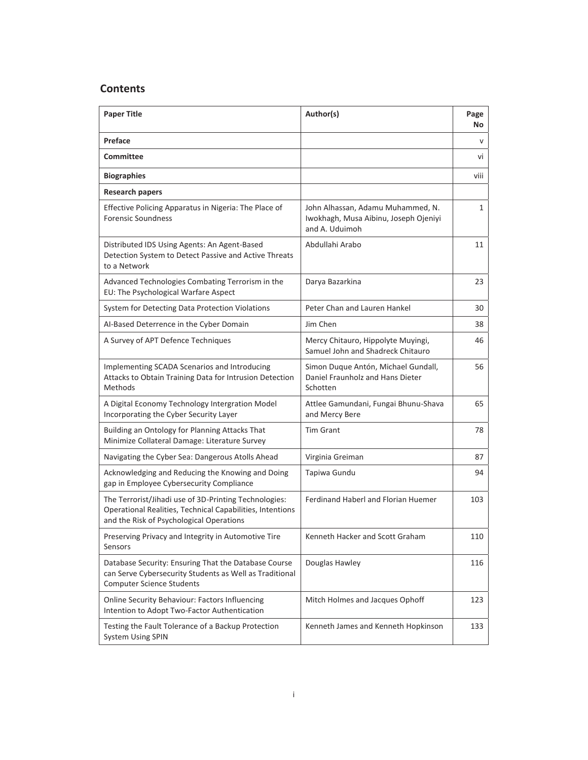## Contents

| Paper Title | Author(s) | Page No |
|---|---|---|
| **Preface** | | v |
| **Committee** | | vi |
| **Biographies** | | viii |
| **Research papers** | | |
| Effective Policing Apparatus in Nigeria: The Place of Forensic Soundness | John Alhassan, Adamu Muhammed, N. Iwokhagh, Musa Aibinu, Joseph Ojeniyi and A. Uduimoh | 1 |
| Distributed IDS Using Agents: An Agent-Based Detection System to Detect Passive and Active Threats to a Network | Abdullahi Arabo | 11 |
| Advanced Technologies Combating Terrorism in the EU: The Psychological Warfare Aspect | Darya Bazarkina | 23 |
| System for Detecting Data Protection Violations | Peter Chan and Lauren Hankel | 30 |
| AI-Based Deterrence in the Cyber Domain | Jim Chen | 38 |
| A Survey of APT Defence Techniques | Mercy Chitauro, Hippolyte Muyingi, Samuel John and Shadreck Chitauro | 46 |
| Implementing SCADA Scenarios and Introducing Attacks to Obtain Training Data for Intrusion Detection Methods | Simon Duque Antón, Michael Gundall, Daniel Fraunholz and Hans Dieter Schotten | 56 |
| A Digital Economy Technology Intergration Model Incorporating the Cyber Security Layer | Attlee Gamundani, Fungai Bhunu-Shava and Mercy Bere | 65 |
| Building an Ontology for Planning Attacks That Minimize Collateral Damage: Literature Survey | Tim Grant | 78 |
| Navigating the Cyber Sea: Dangerous Atolls Ahead | Virginia Greiman | 87 |
| Acknowledging and Reducing the Knowing and Doing gap in Employee Cybersecurity Compliance | Tapiwa Gundu | 94 |
| The Terrorist/Jihadi use of 3D-Printing Technologies: Operational Realities, Technical Capabilities, Intentions and the Risk of Psychological Operations | Ferdinand Haberl and Florian Huemer | 103 |
| Preserving Privacy and Integrity in Automotive Tire Sensors | Kenneth Hacker and Scott Graham | 110 |
| Database Security: Ensuring That the Database Course can Serve Cybersecurity Students as Well as Traditional Computer Science Students | Douglas Hawley | 116 |
| Online Security Behaviour: Factors Influencing Intention to Adopt Two-Factor Authentication | Mitch Holmes and Jacques Ophoff | 123 |
| Testing the Fault Tolerance of a Backup Protection System Using SPIN | Kenneth James and Kenneth Hopkinson | 133 |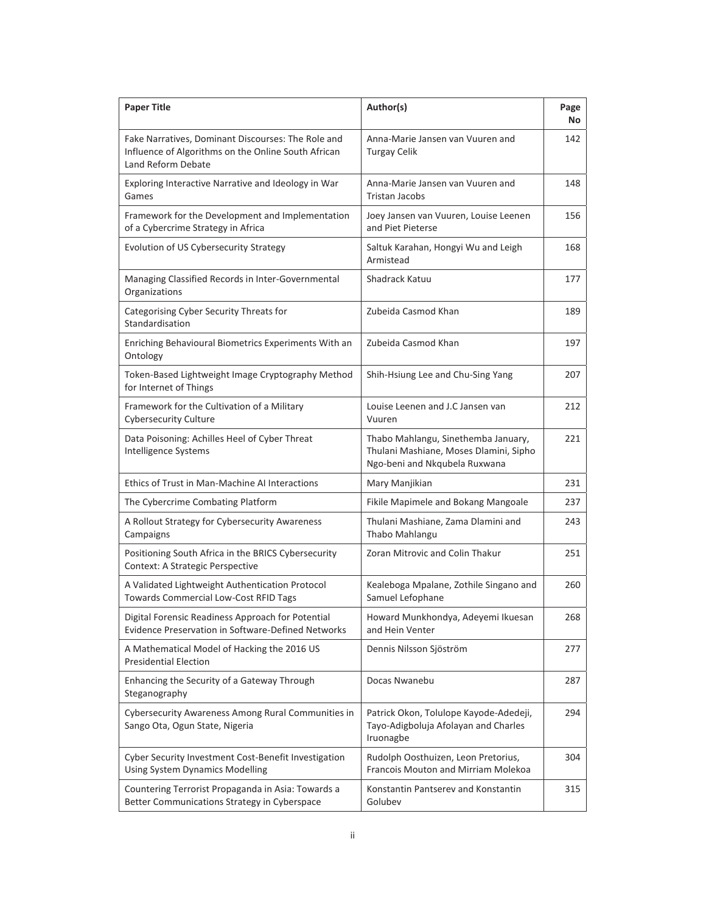| Paper Title | Author(s) | Page No |
|---|---|---|
| Fake Narratives, Dominant Discourses: The Role and Influence of Algorithms on the Online South African Land Reform Debate | Anna-Marie Jansen van Vuuren and Turgay Celik | 142 |
| Exploring Interactive Narrative and Ideology in War Games | Anna-Marie Jansen van Vuuren and Tristan Jacobs | 148 |
| Framework for the Development and Implementation of a Cybercrime Strategy in Africa | Joey Jansen van Vuuren, Louise Leenen and Piet Pieterse | 156 |
| Evolution of US Cybersecurity Strategy | Saltuk Karahan, Hongyi Wu and Leigh Armistead | 168 |
| Managing Classified Records in Inter-Governmental Organizations | Shadrack Katuu | 177 |
| Categorising Cyber Security Threats for Standardisation | Zubeida Casmod Khan | 189 |
| Enriching Behavioural Biometrics Experiments With an Ontology | Zubeida Casmod Khan | 197 |
| Token-Based Lightweight Image Cryptography Method for Internet of Things | Shih-Hsiung Lee and Chu-Sing Yang | 207 |
| Framework for the Cultivation of a Military Cybersecurity Culture | Louise Leenen and J.C Jansen van Vuuren | 212 |
| Data Poisoning: Achilles Heel of Cyber Threat Intelligence Systems | Thabo Mahlangu, Sinethemba January, Thulani Mashiane, Moses Dlamini, Sipho Ngo-beni and Nkqubela Ruxwana | 221 |
| Ethics of Trust in Man-Machine AI Interactions | Mary Manjikian | 231 |
| The Cybercrime Combating Platform | Fikile Mapimele and Bokang Mangoale | 237 |
| A Rollout Strategy for Cybersecurity Awareness Campaigns | Thulani Mashiane, Zama Dlamini and Thabo Mahlangu | 243 |
| Positioning South Africa in the BRICS Cybersecurity Context: A Strategic Perspective | Zoran Mitrovic and Colin Thakur | 251 |
| A Validated Lightweight Authentication Protocol Towards Commercial Low-Cost RFID Tags | Kealeboga Mpalane, Zothile Singano and Samuel Lefophane | 260 |
| Digital Forensic Readiness Approach for Potential Evidence Preservation in Software-Defined Networks | Howard Munkhondya, Adeyemi Ikuesan and Hein Venter | 268 |
| A Mathematical Model of Hacking the 2016 US Presidential Election | Dennis Nilsson Sjöström | 277 |
| Enhancing the Security of a Gateway Through Steganography | Docas Nwanebu | 287 |
| Cybersecurity Awareness Among Rural Communities in Sango Ota, Ogun State, Nigeria | Patrick Okon, Tolulope Kayode-Adedeji, Tayo-Adigboluja Afolayan and Charles Iruonagbe | 294 |
| Cyber Security Investment Cost-Benefit Investigation Using System Dynamics Modelling | Rudolph Oosthuizen, Leon Pretorius, Francois Mouton and Mirriam Molekoa | 304 |
| Countering Terrorist Propaganda in Asia: Towards a Better Communications Strategy in Cyberspace | Konstantin Pantserev and Konstantin Golubev | 315 |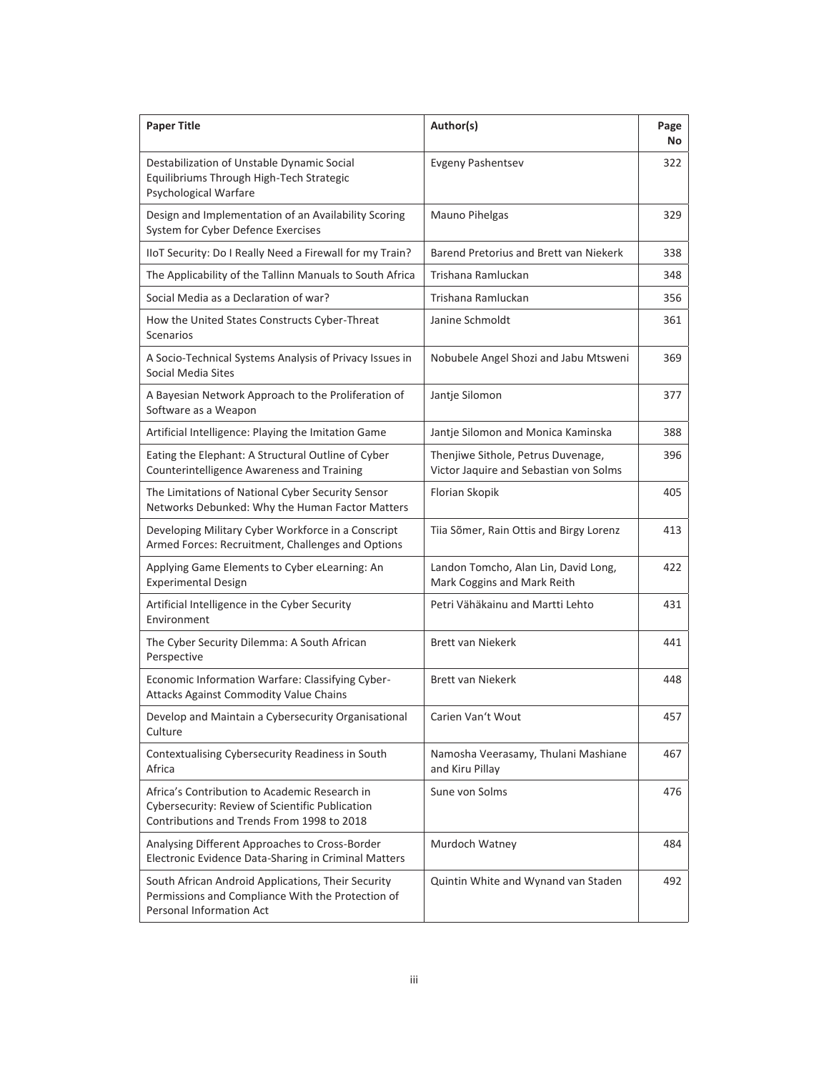| Paper Title | Author(s) | Page No |
| --- | --- | --- |
| Destabilization of Unstable Dynamic Social Equilibriums Through High-Tech Strategic Psychological Warfare | Evgeny Pashentsev | 322 |
| Design and Implementation of an Availability Scoring System for Cyber Defence Exercises | Mauno Pihelgas | 329 |
| IIoT Security: Do I Really Need a Firewall for my Train? | Barend Pretorius and Brett van Niekerk | 338 |
| The Applicability of the Tallinn Manuals to South Africa | Trishana Ramluckan | 348 |
| Social Media as a Declaration of war? | Trishana Ramluckan | 356 |
| How the United States Constructs Cyber-Threat Scenarios | Janine Schmoldt | 361 |
| A Socio-Technical Systems Analysis of Privacy Issues in Social Media Sites | Nobubele Angel Shozi and Jabu Mtsweni | 369 |
| A Bayesian Network Approach to the Proliferation of Software as a Weapon | Jantje Silomon | 377 |
| Artificial Intelligence: Playing the Imitation Game | Jantje Silomon and Monica Kaminska | 388 |
| Eating the Elephant: A Structural Outline of Cyber Counterintelligence Awareness and Training | Thenjiwe Sithole, Petrus Duvenage, Victor Jaquire and Sebastian von Solms | 396 |
| The Limitations of National Cyber Security Sensor Networks Debunked: Why the Human Factor Matters | Florian Skopik | 405 |
| Developing Military Cyber Workforce in a Conscript Armed Forces: Recruitment, Challenges and Options | Tiia Sõmer, Rain Ottis and Birgy Lorenz | 413 |
| Applying Game Elements to Cyber eLearning: An Experimental Design | Landon Tomcho, Alan Lin, David Long, Mark Coggins and Mark Reith | 422 |
| Artificial Intelligence in the Cyber Security Environment | Petri Vähäkainu and Martti Lehto | 431 |
| The Cyber Security Dilemma: A South African Perspective | Brett van Niekerk | 441 |
| Economic Information Warfare: Classifying Cyber-Attacks Against Commodity Value Chains | Brett van Niekerk | 448 |
| Develop and Maintain a Cybersecurity Organisational Culture | Carien Van't Wout | 457 |
| Contextualising Cybersecurity Readiness in South Africa | Namosha Veerasamy, Thulani Mashiane and Kiru Pillay | 467 |
| Africa's Contribution to Academic Research in Cybersecurity: Review of Scientific Publication Contributions and Trends From 1998 to 2018 | Sune von Solms | 476 |
| Analysing Different Approaches to Cross-Border Electronic Evidence Data-Sharing in Criminal Matters | Murdoch Watney | 484 |
| South African Android Applications, Their Security Permissions and Compliance With the Protection of Personal Information Act | Quintin White and Wynand van Staden | 492 |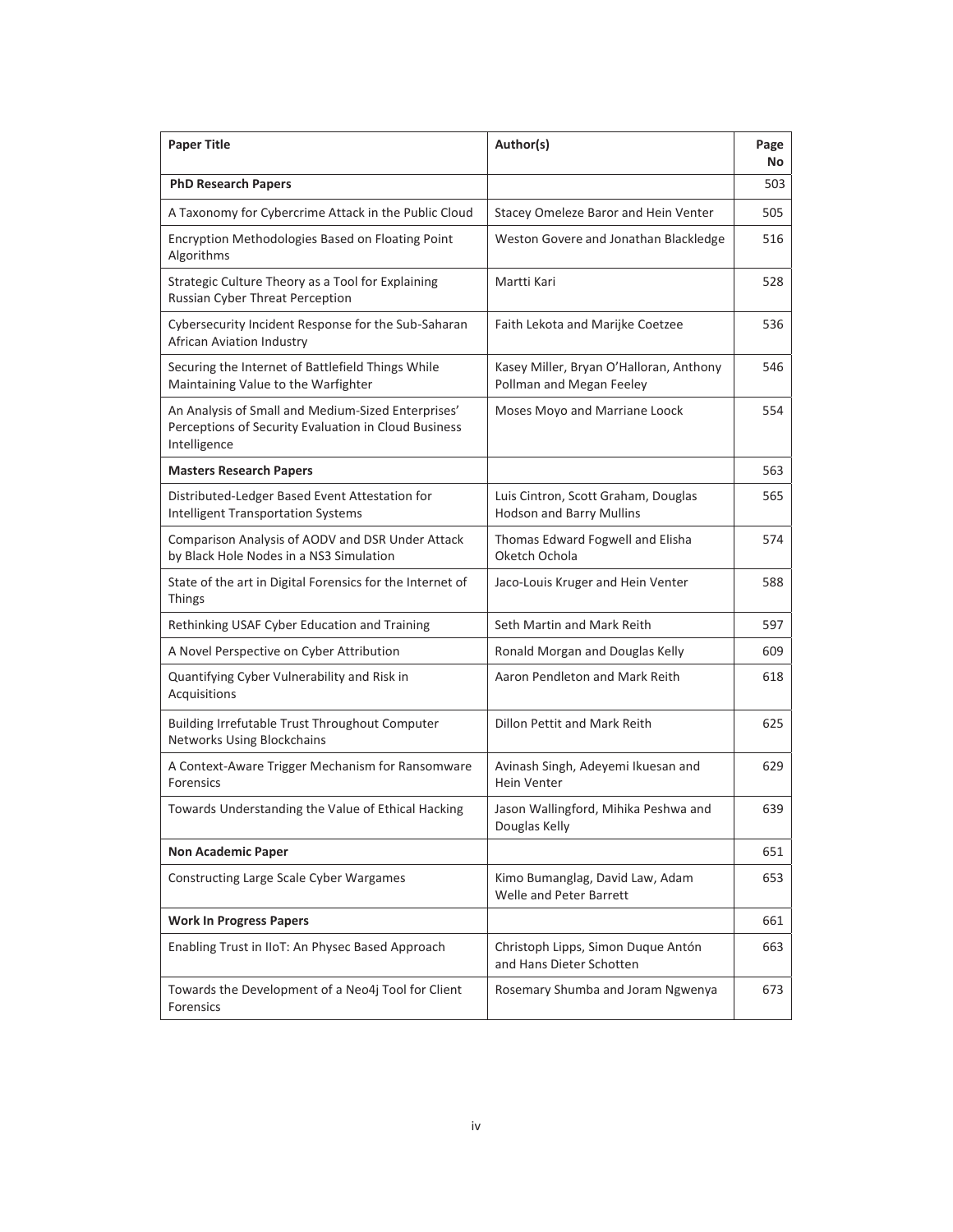| Paper Title | Author(s) | Page No |
|---|---|---|
| **PhD Research Papers** | | 503 |
| A Taxonomy for Cybercrime Attack in the Public Cloud | Stacey Omeleze Baror and Hein Venter | 505 |
| Encryption Methodologies Based on Floating Point Algorithms | Weston Govere and Jonathan Blackledge | 516 |
| Strategic Culture Theory as a Tool for Explaining Russian Cyber Threat Perception | Martti Kari | 528 |
| Cybersecurity Incident Response for the Sub-Saharan African Aviation Industry | Faith Lekota and Marijke Coetzee | 536 |
| Securing the Internet of Battlefield Things While Maintaining Value to the Warfighter | Kasey Miller, Bryan O'Halloran, Anthony Pollman and Megan Feeley | 546 |
| An Analysis of Small and Medium-Sized Enterprises' Perceptions of Security Evaluation in Cloud Business Intelligence | Moses Moyo and Marriane Loock | 554 |
| **Masters Research Papers** | | 563 |
| Distributed-Ledger Based Event Attestation for Intelligent Transportation Systems | Luis Cintron, Scott Graham, Douglas Hodson and Barry Mullins | 565 |
| Comparison Analysis of AODV and DSR Under Attack by Black Hole Nodes in a NS3 Simulation | Thomas Edward Fogwell and Elisha Oketch Ochola | 574 |
| State of the art in Digital Forensics for the Internet of Things | Jaco-Louis Kruger and Hein Venter | 588 |
| Rethinking USAF Cyber Education and Training | Seth Martin and Mark Reith | 597 |
| A Novel Perspective on Cyber Attribution | Ronald Morgan and Douglas Kelly | 609 |
| Quantifying Cyber Vulnerability and Risk in Acquisitions | Aaron Pendleton and Mark Reith | 618 |
| Building Irrefutable Trust Throughout Computer Networks Using Blockchains | Dillon Pettit and Mark Reith | 625 |
| A Context-Aware Trigger Mechanism for Ransomware Forensics | Avinash Singh, Adeyemi Ikuesan and Hein Venter | 629 |
| Towards Understanding the Value of Ethical Hacking | Jason Wallingford, Mihika Peshwa and Douglas Kelly | 639 |
| **Non Academic Paper** | | 651 |
| Constructing Large Scale Cyber Wargames | Kimo Bumanglag, David Law, Adam Welle and Peter Barrett | 653 |
| **Work In Progress Papers** | | 661 |
| Enabling Trust in IIoT: An Physec Based Approach | Christoph Lipps, Simon Duque Antón and Hans Dieter Schotten | 663 |
| Towards the Development of a Neo4j Tool for Client Forensics | Rosemary Shumba and Joram Ngwenya | 673 |